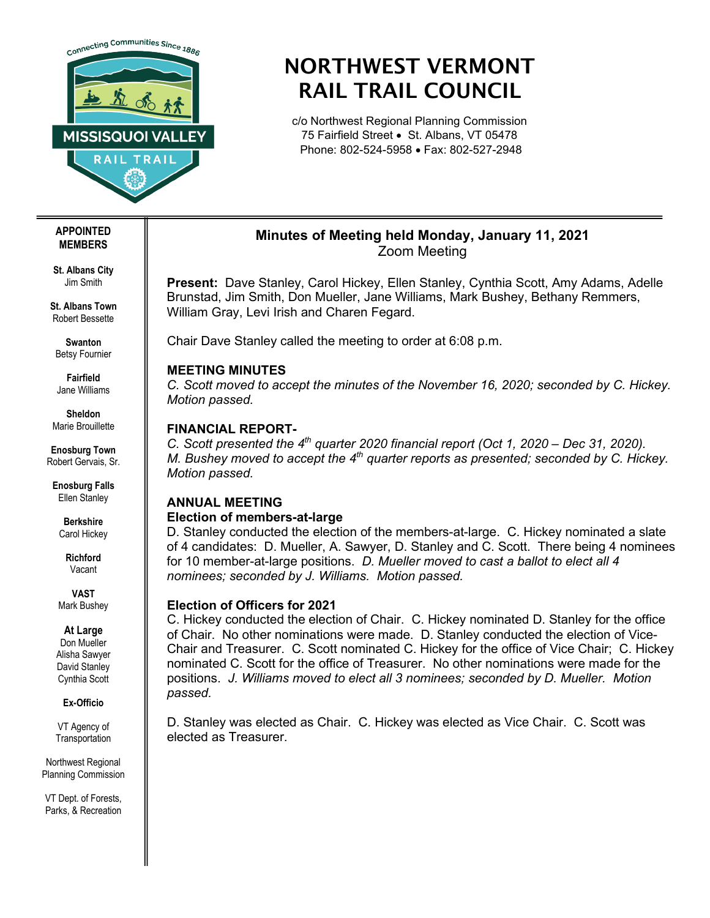# NORTHWEST VERMONT RAIL TRAIL COUNCIL

c/o Northwest Regional Planning Commission
75 Fairfield Street • St. Albans, VT 05478
Phone: 802-524-5958 • Fax: 802-527-2948

**APPOINTED MEMBERS**

**St. Albans City**
Jim Smith

**St. Albans Town**
Robert Bessette

**Swanton**
Betsy Fournier

**Fairfield**
Jane Williams

**Sheldon**
Marie Brouillette

**Enosburg Town**
Robert Gervais, Sr.

**Enosburg Falls**
Ellen Stanley

**Berkshire**
Carol Hickey

**Richford**
Vacant

**VAST**
Mark Bushey

**At Large**
Don Mueller
Alisha Sawyer
David Stanley
Cynthia Scott

**Ex-Officio**

VT Agency of Transportation

Northwest Regional Planning Commission

VT Dept. of Forests, Parks, & Recreation

## Minutes of Meeting held Monday, January 11, 2021

Zoom Meeting

**Present:** Dave Stanley, Carol Hickey, Ellen Stanley, Cynthia Scott, Amy Adams, Adelle Brunstad, Jim Smith, Don Mueller, Jane Williams, Mark Bushey, Bethany Remmers, William Gray, Levi Irish and Charen Fegard.

Chair Dave Stanley called the meeting to order at 6:08 p.m.

### MEETING MINUTES

*C. Scott moved to accept the minutes of the November 16, 2020; seconded by C. Hickey. Motion passed.*

### FINANCIAL REPORT-

*C. Scott presented the 4th quarter 2020 financial report (Oct 1, 2020 – Dec 31, 2020). M. Bushey moved to accept the 4th quarter reports as presented; seconded by C. Hickey. Motion passed.*

### ANNUAL MEETING

#### Election of members-at-large

D. Stanley conducted the election of the members-at-large. C. Hickey nominated a slate of 4 candidates: D. Mueller, A. Sawyer, D. Stanley and C. Scott. There being 4 nominees for 10 member-at-large positions. *D. Mueller moved to cast a ballot to elect all 4 nominees; seconded by J. Williams. Motion passed.*

#### Election of Officers for 2021

C. Hickey conducted the election of Chair. C. Hickey nominated D. Stanley for the office of Chair. No other nominations were made. D. Stanley conducted the election of Vice-Chair and Treasurer. C. Scott nominated C. Hickey for the office of Vice Chair; C. Hickey nominated C. Scott for the office of Treasurer. No other nominations were made for the positions. *J. Williams moved to elect all 3 nominees; seconded by D. Mueller. Motion passed.*

D. Stanley was elected as Chair. C. Hickey was elected as Vice Chair. C. Scott was elected as Treasurer.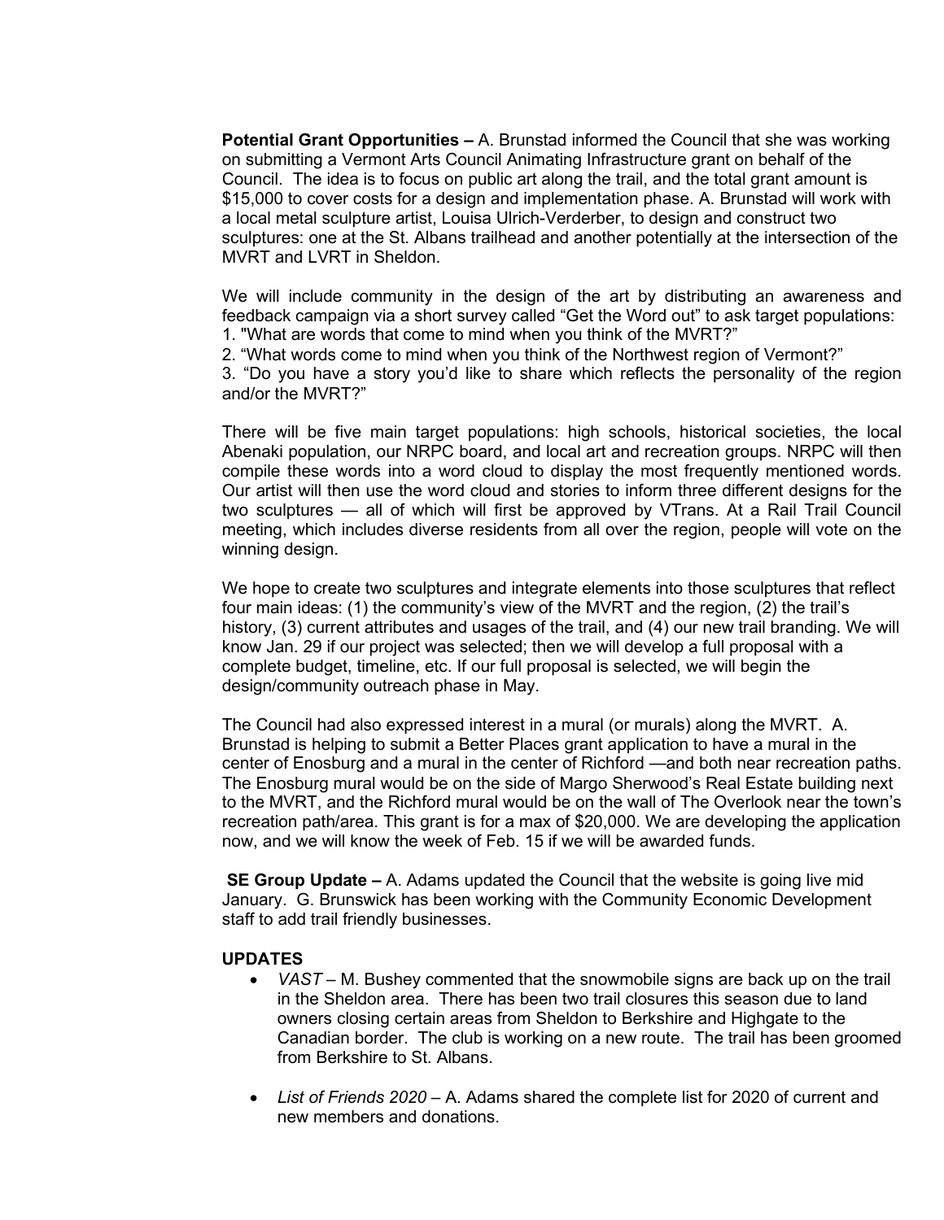**Potential Grant Opportunities –** A. Brunstad informed the Council that she was working on submitting a Vermont Arts Council Animating Infrastructure grant on behalf of the Council. The idea is to focus on public art along the trail, and the total grant amount is $15,000 to cover costs for a design and implementation phase. A. Brunstad will work with a local metal sculpture artist, Louisa Ulrich-Verderber, to design and construct two sculptures: one at the St. Albans trailhead and another potentially at the intersection of the MVRT and LVRT in Sheldon.

We will include community in the design of the art by distributing an awareness and feedback campaign via a short survey called "Get the Word out" to ask target populations:
1. "What are words that come to mind when you think of the MVRT?"
2. "What words come to mind when you think of the Northwest region of Vermont?"
3. "Do you have a story you'd like to share which reflects the personality of the region and/or the MVRT?"

There will be five main target populations: high schools, historical societies, the local Abenaki population, our NRPC board, and local art and recreation groups. NRPC will then compile these words into a word cloud to display the most frequently mentioned words. Our artist will then use the word cloud and stories to inform three different designs for the two sculptures — all of which will first be approved by VTrans. At a Rail Trail Council meeting, which includes diverse residents from all over the region, people will vote on the winning design.

We hope to create two sculptures and integrate elements into those sculptures that reflect four main ideas: (1) the community's view of the MVRT and the region, (2) the trail's history, (3) current attributes and usages of the trail, and (4) our new trail branding. We will know Jan. 29 if our project was selected; then we will develop a full proposal with a complete budget, timeline, etc. If our full proposal is selected, we will begin the design/community outreach phase in May.

The Council had also expressed interest in a mural (or murals) along the MVRT. A. Brunstad is helping to submit a Better Places grant application to have a mural in the center of Enosburg and a mural in the center of Richford —and both near recreation paths. The Enosburg mural would be on the side of Margo Sherwood's Real Estate building next to the MVRT, and the Richford mural would be on the wall of The Overlook near the town's recreation path/area. This grant is for a max of $20,000. We are developing the application now, and we will know the week of Feb. 15 if we will be awarded funds.

**SE Group Update –** A. Adams updated the Council that the website is going live mid January. G. Brunswick has been working with the Community Economic Development staff to add trail friendly businesses.

**UPDATES**

- *VAST* – M. Bushey commented that the snowmobile signs are back up on the trail in the Sheldon area. There has been two trail closures this season due to land owners closing certain areas from Sheldon to Berkshire and Highgate to the Canadian border. The club is working on a new route. The trail has been groomed from Berkshire to St. Albans.

- *List of Friends 2020* – A. Adams shared the complete list for 2020 of current and new members and donations.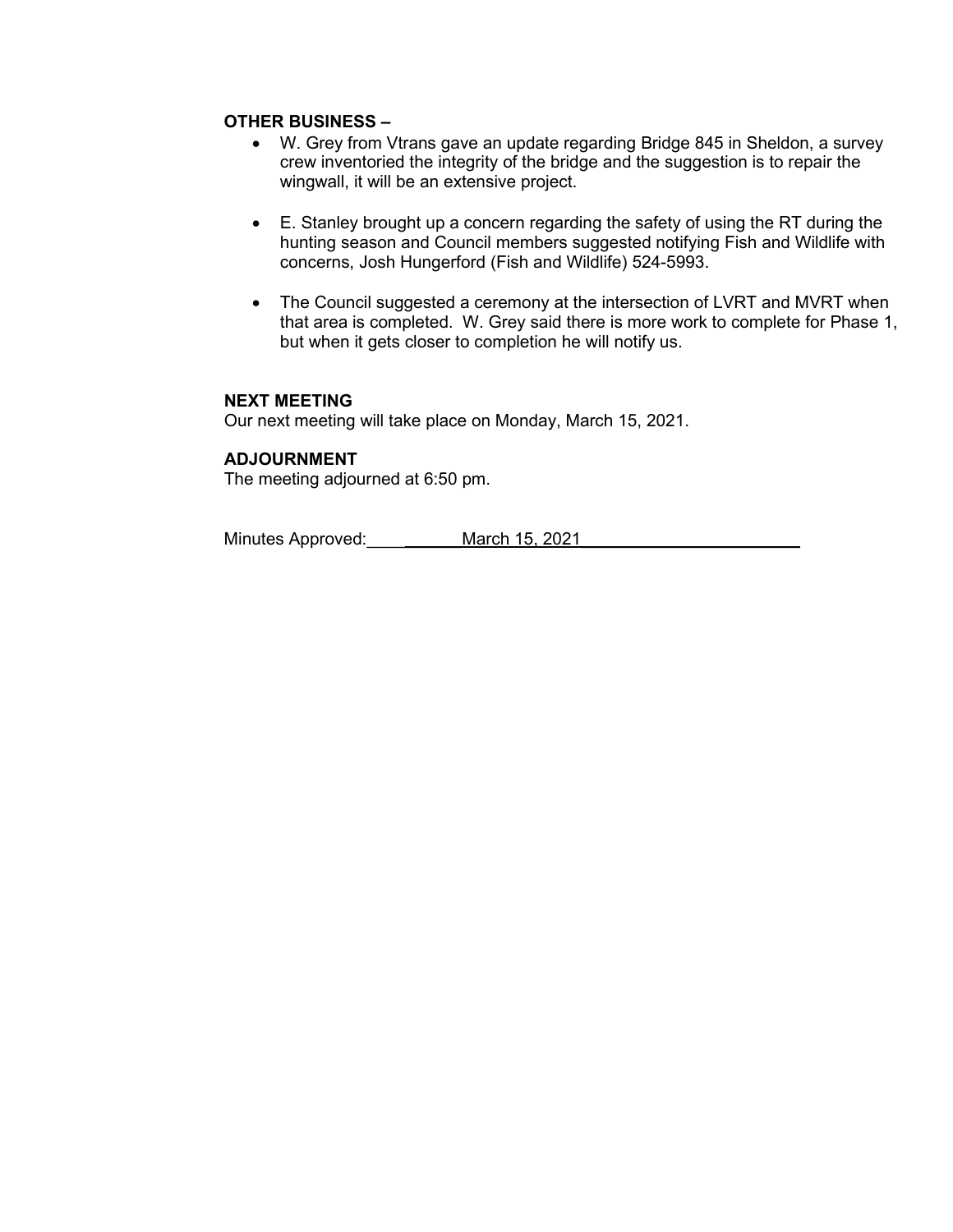**OTHER BUSINESS –**

- W. Grey from Vtrans gave an update regarding Bridge 845 in Sheldon, a survey crew inventoried the integrity of the bridge and the suggestion is to repair the wingwall, it will be an extensive project.
- E. Stanley brought up a concern regarding the safety of using the RT during the hunting season and Council members suggested notifying Fish and Wildlife with concerns, Josh Hungerford (Fish and Wildlife) 524-5993.
- The Council suggested a ceremony at the intersection of LVRT and MVRT when that area is completed. W. Grey said there is more work to complete for Phase 1, but when it gets closer to completion he will notify us.

**NEXT MEETING**

Our next meeting will take place on Monday, March 15, 2021.

**ADJOURNMENT**

The meeting adjourned at 6:50 pm.

Minutes Approved: March 15, 2021